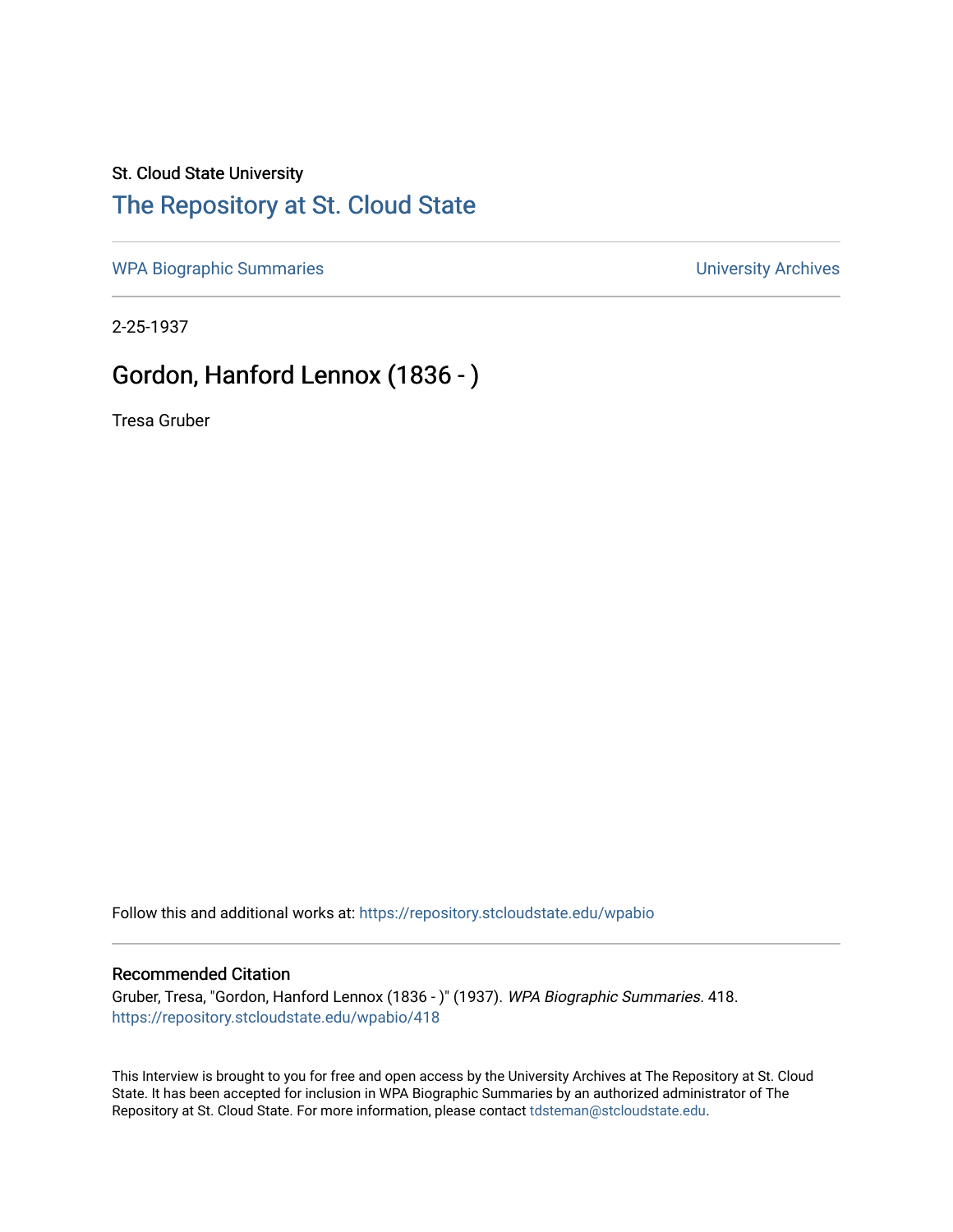St. Cloud State University

# The Repository at St. Cloud State

WPA Biographic Summaries

University Archives

2-25-1937

## Gordon, Hanford Lennox (1836 - )

Tresa Gruber

Follow this and additional works at: https://repository.stcloudstate.edu/wpabio

### Recommended Citation

Gruber, Tresa, "Gordon, Hanford Lennox (1836 - )" (1937). *WPA Biographic Summaries*. 418.
https://repository.stcloudstate.edu/wpabio/418

This Interview is brought to you for free and open access by the University Archives at The Repository at St. Cloud State. It has been accepted for inclusion in WPA Biographic Summaries by an authorized administrator of The Repository at St. Cloud State. For more information, please contact tdsteman@stcloudstate.edu.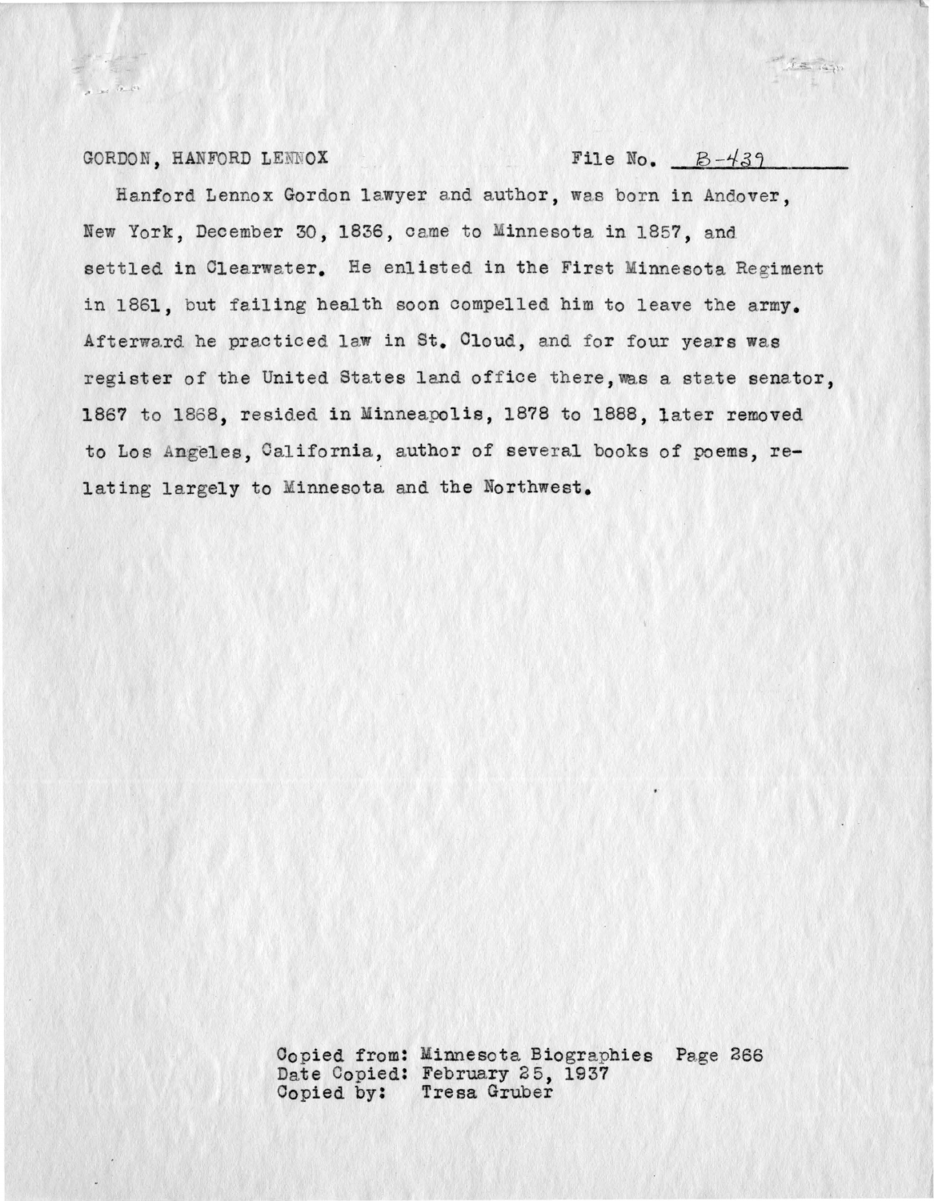GORDON, HANFORD LENNOX File No. B-439

Hanford Lennox Gordon lawyer and author, was born in Andover, New York, December 30, 1836, came to Minnesota in 1857, and settled in Clearwater. He enlisted in the First Minnesota Regiment in 1861, but failing health soon compelled him to leave the army. Afterward he practiced law in St. Cloud, and for four years was register of the United States land office there, was a state senator, 1867 to 1868, resided in Minneapolis, 1878 to 1888, later removed to Los Angeles, California, author of several books of poems, relating largely to Minnesota and the Northwest.

Copied from: Minnesota Biographies Page 266
Date Copied: February 25, 1937
Copied by: Tresa Gruber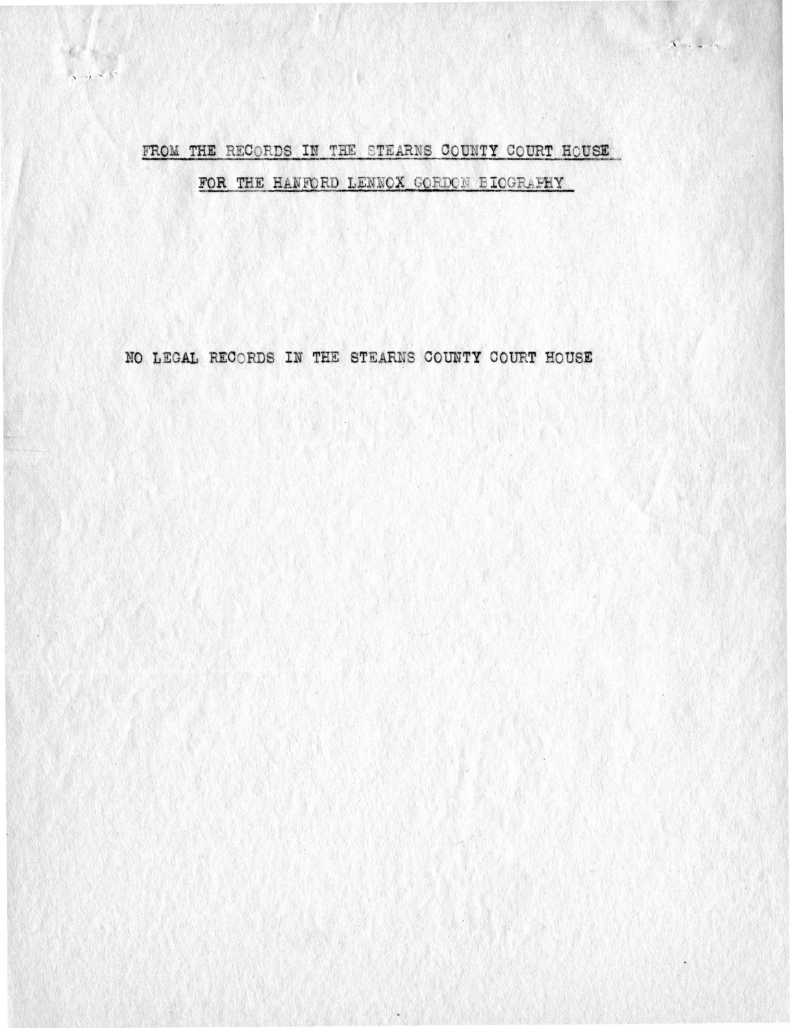FROM THE RECORDS IN THE STEARNS COUNTY COURT HOUSE

FOR THE HANFORD LENNOX GORDON BIOGRAPHY

NO LEGAL RECORDS IN THE STEARNS COUNTY COURT HOUSE